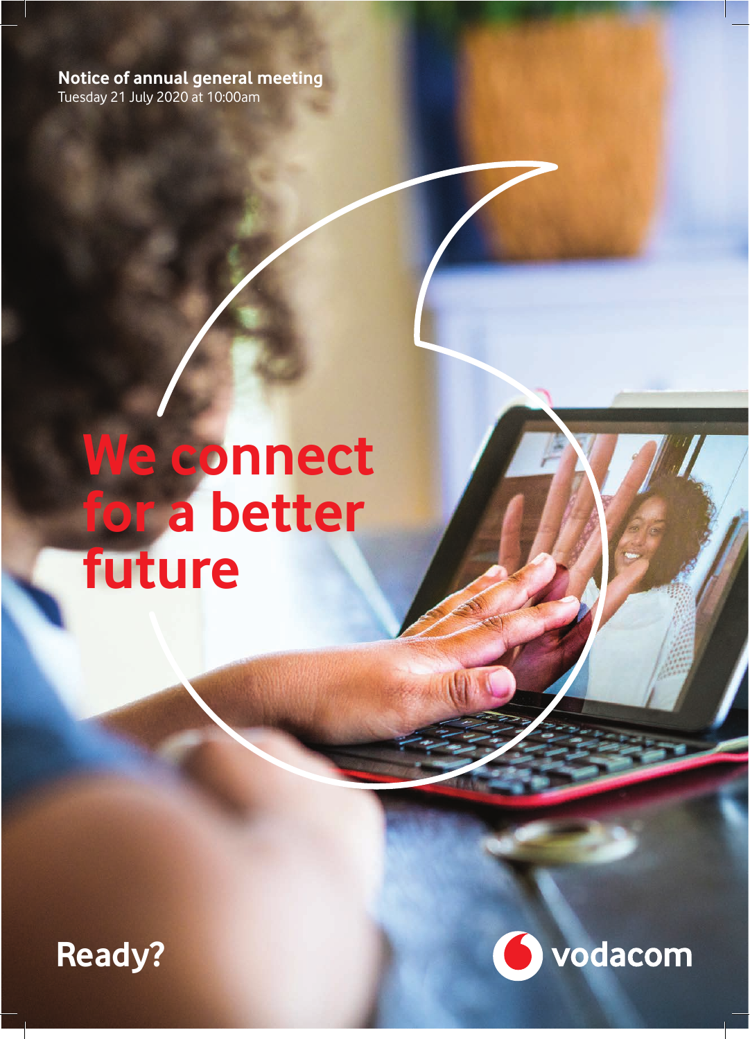**Notice of annual general meeting**
Tuesday 21 July 2020 at 10:00am

# We connect for a better future

Ready?

vodacom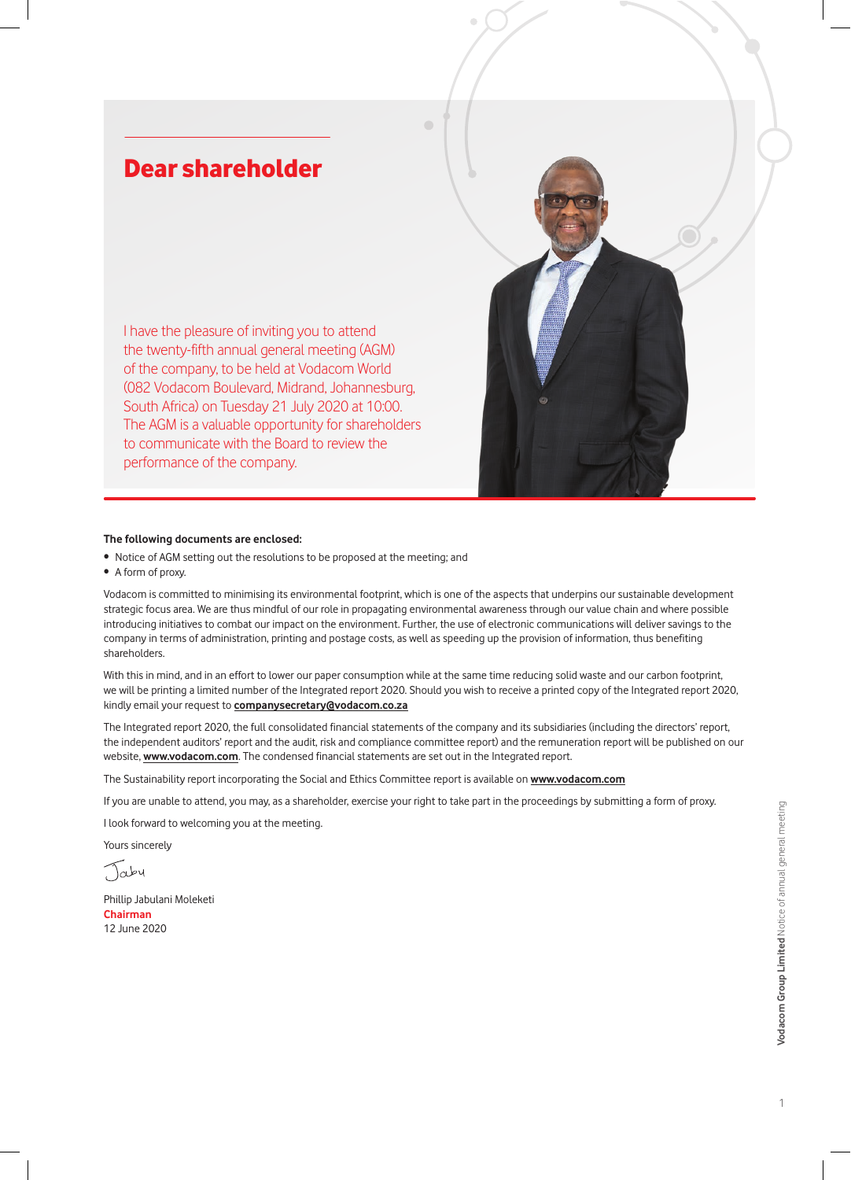# Dear shareholder

I have the pleasure of inviting you to attend the twenty-fifth annual general meeting (AGM) of the company, to be held at Vodacom World (082 Vodacom Boulevard, Midrand, Johannesburg, South Africa) on Tuesday 21 July 2020 at 10:00. The AGM is a valuable opportunity for shareholders to communicate with the Board to review the performance of the company.

**The following documents are enclosed:**

- Notice of AGM setting out the resolutions to be proposed at the meeting; and
- A form of proxy.

Vodacom is committed to minimising its environmental footprint, which is one of the aspects that underpins our sustainable development strategic focus area. We are thus mindful of our role in propagating environmental awareness through our value chain and where possible introducing initiatives to combat our impact on the environment. Further, the use of electronic communications will deliver savings to the company in terms of administration, printing and postage costs, as well as speeding up the provision of information, thus benefiting shareholders.

With this in mind, and in an effort to lower our paper consumption while at the same time reducing solid waste and our carbon footprint, we will be printing a limited number of the Integrated report 2020. Should you wish to receive a printed copy of the Integrated report 2020, kindly email your request to **companysecretary@vodacom.co.za**

The Integrated report 2020, the full consolidated financial statements of the company and its subsidiaries (including the directors' report, the independent auditors' report and the audit, risk and compliance committee report) and the remuneration report will be published on our website, **www.vodacom.com**. The condensed financial statements are set out in the Integrated report.

The Sustainability report incorporating the Social and Ethics Committee report is available on **www.vodacom.com**

If you are unable to attend, you may, as a shareholder, exercise your right to take part in the proceedings by submitting a form of proxy.

I look forward to welcoming you at the meeting.

Yours sincerely

Jabu

Phillip Jabulani Moleketi
**Chairman**
12 June 2020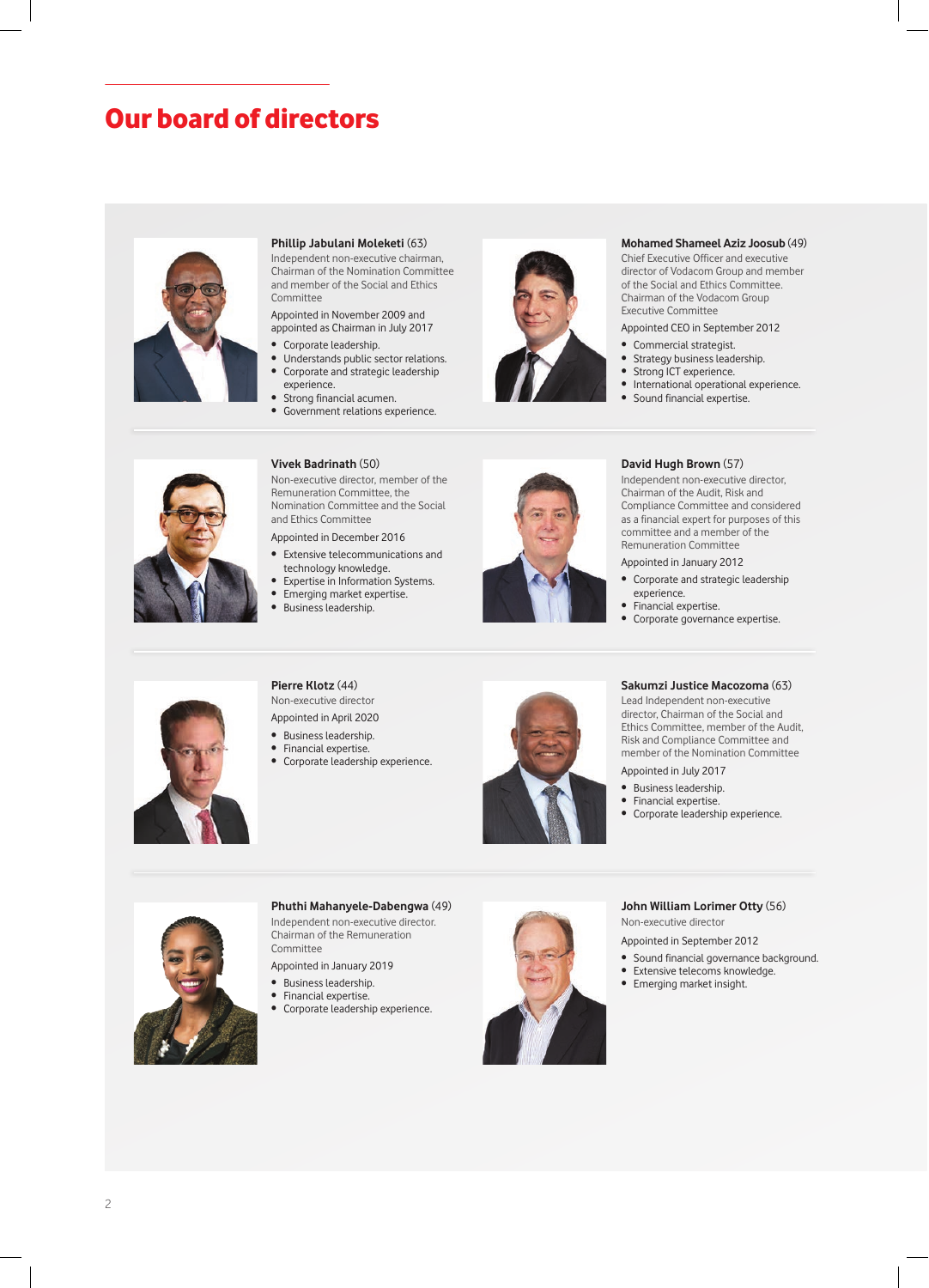# Our board of directors

**Phillip Jabulani Moleketi** (63)
Independent non-executive chairman, Chairman of the Nomination Committee and member of the Social and Ethics Committee

Appointed in November 2009 and appointed as Chairman in July 2017

- Corporate leadership.
- Understands public sector relations.
- Corporate and strategic leadership experience.
- Strong financial acumen.
- Government relations experience.

**Mohamed Shameel Aziz Joosub** (49)
Chief Executive Officer and executive director of Vodacom Group and member of the Social and Ethics Committee. Chairman of the Vodacom Group Executive Committee

Appointed CEO in September 2012

- Commercial strategist.
- Strategy business leadership.
- Strong ICT experience.
- International operational experience.
- Sound financial expertise.

**Vivek Badrinath** (50)
Non-executive director, member of the Remuneration Committee, the Nomination Committee and the Social and Ethics Committee

Appointed in December 2016

- Extensive telecommunications and technology knowledge.
- Expertise in Information Systems.
- Emerging market expertise.
- Business leadership.

**David Hugh Brown** (57)
Independent non-executive director, Chairman of the Audit, Risk and Compliance Committee and considered as a financial expert for purposes of this committee and a member of the Remuneration Committee

Appointed in January 2012

- Corporate and strategic leadership experience.
- Financial expertise.
- Corporate governance expertise.

**Pierre Klotz** (44)
Non-executive director

Appointed in April 2020

- Business leadership.
- Financial expertise.
- Corporate leadership experience.

**Sakumzi Justice Macozoma** (63)
Lead Independent non-executive director, Chairman of the Social and Ethics Committee, member of the Audit, Risk and Compliance Committee and member of the Nomination Committee

Appointed in July 2017

- Business leadership.
- Financial expertise.
- Corporate leadership experience.

**Phuthi Mahanyele-Dabengwa** (49)
Independent non-executive director. Chairman of the Remuneration Committee

Appointed in January 2019

- Business leadership.
- Financial expertise.
- Corporate leadership experience.

**John William Lorimer Otty** (56)
Non-executive director

Appointed in September 2012

- Sound financial governance background.
- Extensive telecoms knowledge.
- Emerging market insight.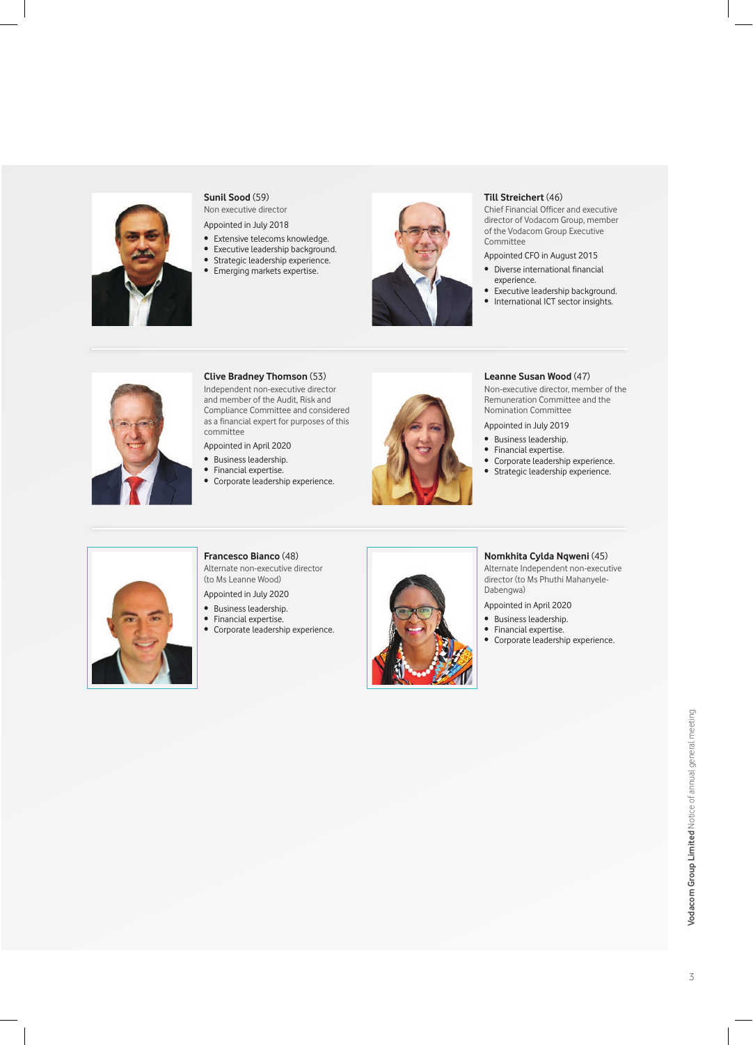**Sunil Sood** (59)

Non executive director

Appointed in July 2018

- Extensive telecoms knowledge.
- Executive leadership background.
- Strategic leadership experience.
- Emerging markets expertise.

**Till Streichert** (46)

Chief Financial Officer and executive director of Vodacom Group, member of the Vodacom Group Executive Committee

Appointed CFO in August 2015

- Diverse international financial experience.
- Executive leadership background.
- International ICT sector insights.

**Clive Bradney Thomson** (53)

Independent non-executive director and member of the Audit, Risk and Compliance Committee and considered as a financial expert for purposes of this committee

Appointed in April 2020

- Business leadership.
- Financial expertise.
- Corporate leadership experience.

**Leanne Susan Wood** (47)

Non-executive director, member of the Remuneration Committee and the Nomination Committee

Appointed in July 2019

- Business leadership.
- Financial expertise.
- Corporate leadership experience.
- Strategic leadership experience.

**Francesco Bianco** (48)

Alternate non-executive director (to Ms Leanne Wood)

Appointed in July 2020

- Business leadership.
- Financial expertise.
- Corporate leadership experience.

**Nomkhita Cylda Nqweni** (45)

Alternate Independent non-executive director (to Ms Phuthi Mahanyele-Dabengwa)

Appointed in April 2020

- Business leadership.
- Financial expertise.
- Corporate leadership experience.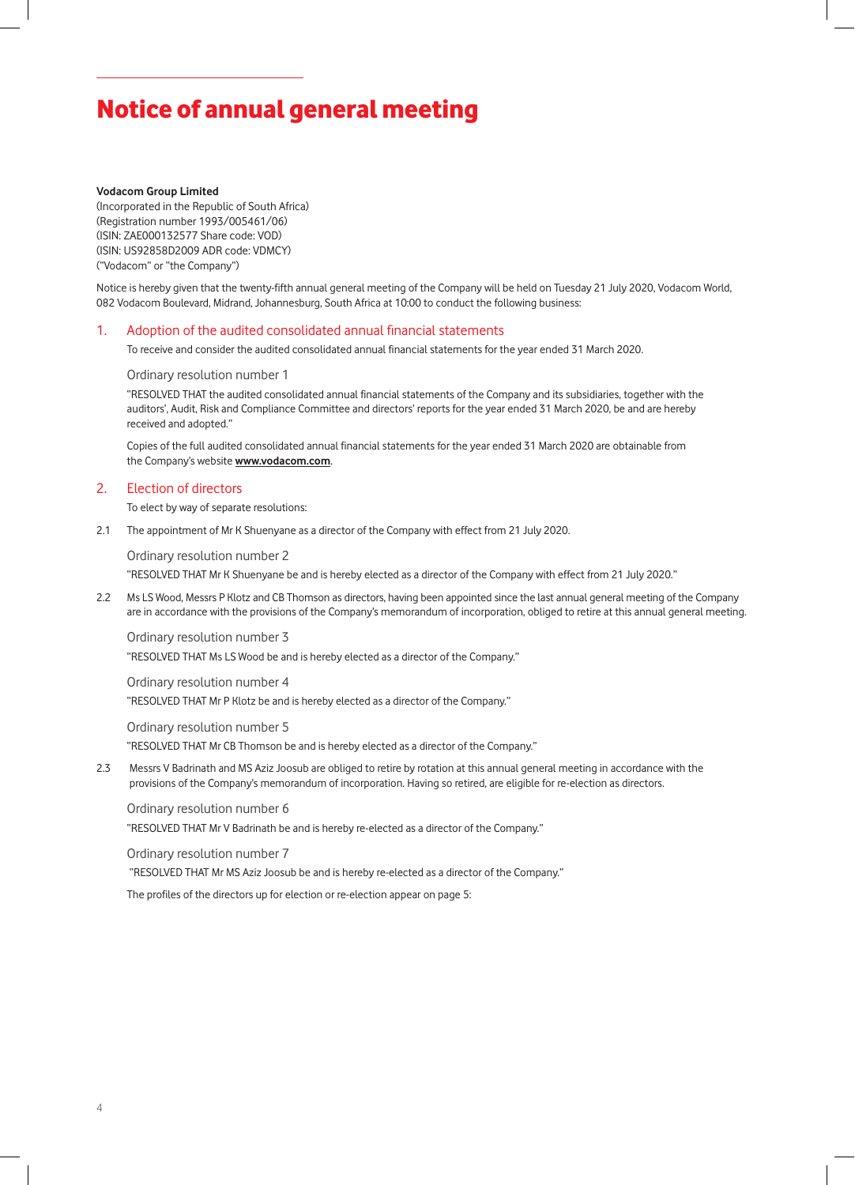# Notice of annual general meeting

**Vodacom Group Limited**
(Incorporated in the Republic of South Africa)
(Registration number 1993/005461/06)
(ISIN: ZAE000132577 Share code: VOD)
(ISIN: US92858D2009 ADR code: VDMCY)
("Vodacom" or "the Company")

Notice is hereby given that the twenty-fifth annual general meeting of the Company will be held on Tuesday 21 July 2020, Vodacom World, 082 Vodacom Boulevard, Midrand, Johannesburg, South Africa at 10:00 to conduct the following business:

## 1. Adoption of the audited consolidated annual financial statements

To receive and consider the audited consolidated annual financial statements for the year ended 31 March 2020.

### Ordinary resolution number 1

"RESOLVED THAT the audited consolidated annual financial statements of the Company and its subsidiaries, together with the auditors', Audit, Risk and Compliance Committee and directors' reports for the year ended 31 March 2020, be and are hereby received and adopted."

Copies of the full audited consolidated annual financial statements for the year ended 31 March 2020 are obtainable from the Company's website **www.vodacom.com**.

## 2. Election of directors

To elect by way of separate resolutions:

2.1 The appointment of Mr K Shuenyane as a director of the Company with effect from 21 July 2020.

### Ordinary resolution number 2

"RESOLVED THAT Mr K Shuenyane be and is hereby elected as a director of the Company with effect from 21 July 2020."

2.2 Ms LS Wood, Messrs P Klotz and CB Thomson as directors, having been appointed since the last annual general meeting of the Company are in accordance with the provisions of the Company's memorandum of incorporation, obliged to retire at this annual general meeting.

### Ordinary resolution number 3

"RESOLVED THAT Ms LS Wood be and is hereby elected as a director of the Company."

### Ordinary resolution number 4

"RESOLVED THAT Mr P Klotz be and is hereby elected as a director of the Company."

### Ordinary resolution number 5

"RESOLVED THAT Mr CB Thomson be and is hereby elected as a director of the Company."

2.3 Messrs V Badrinath and MS Aziz Joosub are obliged to retire by rotation at this annual general meeting in accordance with the provisions of the Company's memorandum of incorporation. Having so retired, are eligible for re-election as directors.

### Ordinary resolution number 6

"RESOLVED THAT Mr V Badrinath be and is hereby re-elected as a director of the Company."

### Ordinary resolution number 7

"RESOLVED THAT Mr MS Aziz Joosub be and is hereby re-elected as a director of the Company."

The profiles of the directors up for election or re-election appear on page 5: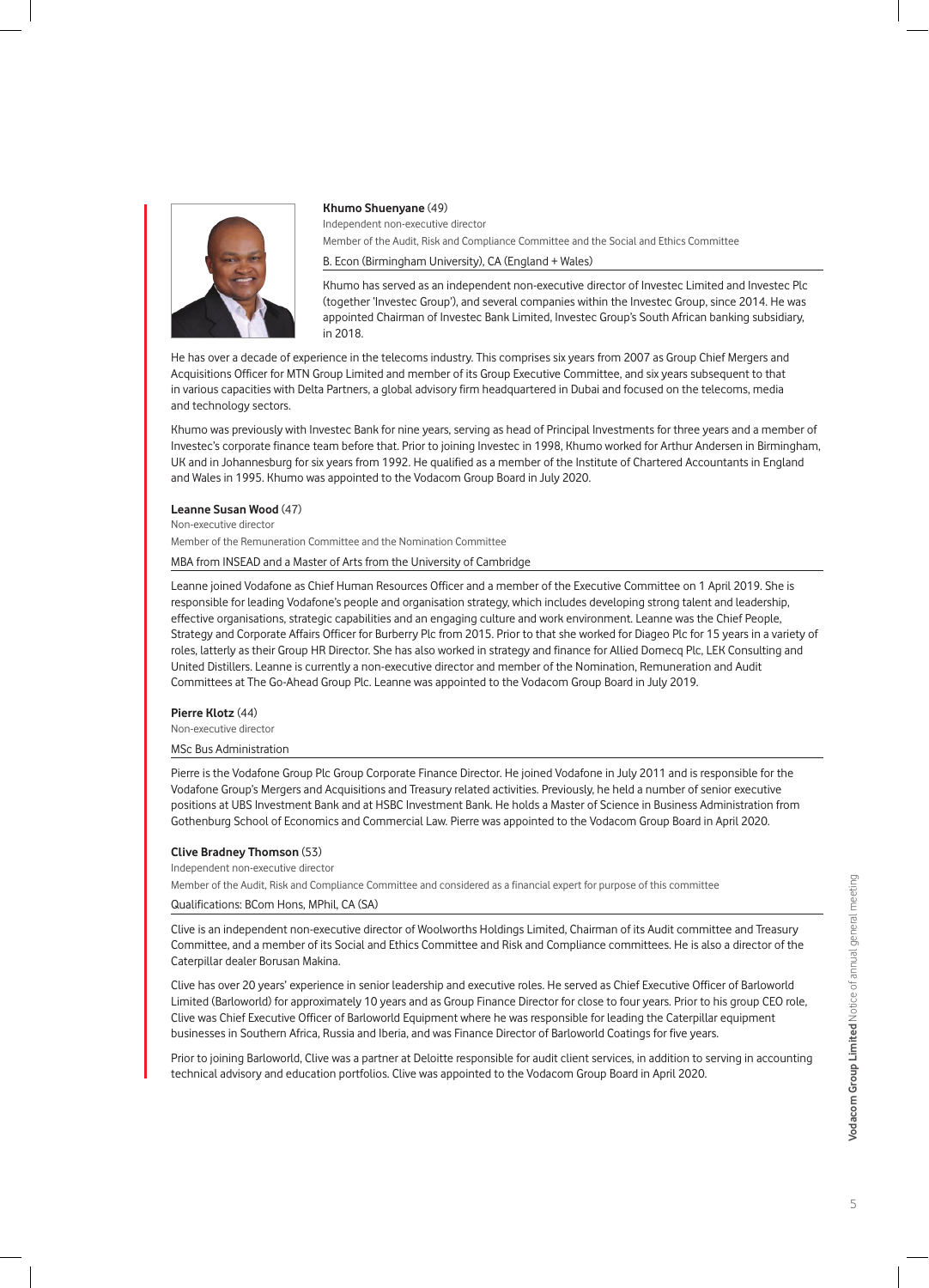**Khumo Shuenyane** (49)

Independent non-executive director

Member of the Audit, Risk and Compliance Committee and the Social and Ethics Committee

B. Econ (Birmingham University), CA (England + Wales)

Khumo has served as an independent non-executive director of Investec Limited and Investec Plc (together 'Investec Group'), and several companies within the Investec Group, since 2014. He was appointed Chairman of Investec Bank Limited, Investec Group's South African banking subsidiary, in 2018.

He has over a decade of experience in the telecoms industry. This comprises six years from 2007 as Group Chief Mergers and Acquisitions Officer for MTN Group Limited and member of its Group Executive Committee, and six years subsequent to that in various capacities with Delta Partners, a global advisory firm headquartered in Dubai and focused on the telecoms, media and technology sectors.

Khumo was previously with Investec Bank for nine years, serving as head of Principal Investments for three years and a member of Investec's corporate finance team before that. Prior to joining Investec in 1998, Khumo worked for Arthur Andersen in Birmingham, UK and in Johannesburg for six years from 1992. He qualified as a member of the Institute of Chartered Accountants in England and Wales in 1995. Khumo was appointed to the Vodacom Group Board in July 2020.

**Leanne Susan Wood** (47)

Non-executive director

Member of the Remuneration Committee and the Nomination Committee

MBA from INSEAD and a Master of Arts from the University of Cambridge

Leanne joined Vodafone as Chief Human Resources Officer and a member of the Executive Committee on 1 April 2019. She is responsible for leading Vodafone's people and organisation strategy, which includes developing strong talent and leadership, effective organisations, strategic capabilities and an engaging culture and work environment. Leanne was the Chief People, Strategy and Corporate Affairs Officer for Burberry Plc from 2015. Prior to that she worked for Diageo Plc for 15 years in a variety of roles, latterly as their Group HR Director. She has also worked in strategy and finance for Allied Domecq Plc, LEK Consulting and United Distillers. Leanne is currently a non-executive director and member of the Nomination, Remuneration and Audit Committees at The Go-Ahead Group Plc. Leanne was appointed to the Vodacom Group Board in July 2019.

**Pierre Klotz** (44)

Non-executive director

MSc Bus Administration

Pierre is the Vodafone Group Plc Group Corporate Finance Director. He joined Vodafone in July 2011 and is responsible for the Vodafone Group's Mergers and Acquisitions and Treasury related activities. Previously, he held a number of senior executive positions at UBS Investment Bank and at HSBC Investment Bank. He holds a Master of Science in Business Administration from Gothenburg School of Economics and Commercial Law. Pierre was appointed to the Vodacom Group Board in April 2020.

**Clive Bradney Thomson** (53)

Independent non-executive director

Member of the Audit, Risk and Compliance Committee and considered as a financial expert for purpose of this committee

Qualifications: BCom Hons, MPhil, CA (SA)

Clive is an independent non-executive director of Woolworths Holdings Limited, Chairman of its Audit committee and Treasury Committee, and a member of its Social and Ethics Committee and Risk and Compliance committees. He is also a director of the Caterpillar dealer Borusan Makina.

Clive has over 20 years' experience in senior leadership and executive roles. He served as Chief Executive Officer of Barloworld Limited (Barloworld) for approximately 10 years and as Group Finance Director for close to four years. Prior to his group CEO role, Clive was Chief Executive Officer of Barloworld Equipment where he was responsible for leading the Caterpillar equipment businesses in Southern Africa, Russia and Iberia, and was Finance Director of Barloworld Coatings for five years.

Prior to joining Barloworld, Clive was a partner at Deloitte responsible for audit client services, in addition to serving in accounting technical advisory and education portfolios. Clive was appointed to the Vodacom Group Board in April 2020.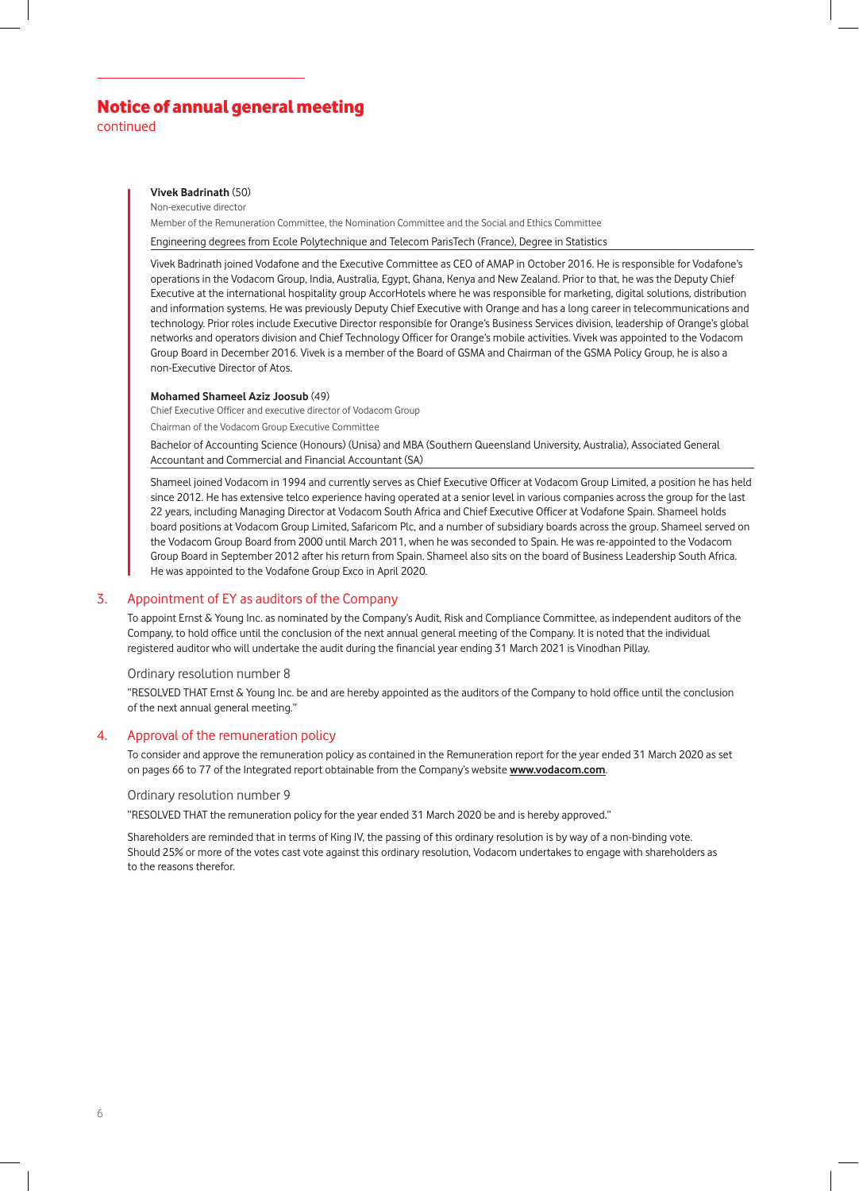## Notice of annual general meeting
continued

**Vivek Badrinath** (50)
Non-executive director
Member of the Remuneration Committee, the Nomination Committee and the Social and Ethics Committee
Engineering degrees from Ecole Polytechnique and Telecom ParisTech (France), Degree in Statistics

Vivek Badrinath joined Vodafone and the Executive Committee as CEO of AMAP in October 2016. He is responsible for Vodafone's operations in the Vodacom Group, India, Australia, Egypt, Ghana, Kenya and New Zealand. Prior to that, he was the Deputy Chief Executive at the international hospitality group AccorHotels where he was responsible for marketing, digital solutions, distribution and information systems. He was previously Deputy Chief Executive with Orange and has a long career in telecommunications and technology. Prior roles include Executive Director responsible for Orange's Business Services division, leadership of Orange's global networks and operators division and Chief Technology Officer for Orange's mobile activities. Vivek was appointed to the Vodacom Group Board in December 2016. Vivek is a member of the Board of GSMA and Chairman of the GSMA Policy Group, he is also a non-Executive Director of Atos.

**Mohamed Shameel Aziz Joosub** (49)
Chief Executive Officer and executive director of Vodacom Group
Chairman of the Vodacom Group Executive Committee
Bachelor of Accounting Science (Honours) (Unisa) and MBA (Southern Queensland University, Australia), Associated General Accountant and Commercial and Financial Accountant (SA)

Shameel joined Vodacom in 1994 and currently serves as Chief Executive Officer at Vodacom Group Limited, a position he has held since 2012. He has extensive telco experience having operated at a senior level in various companies across the group for the last 22 years, including Managing Director at Vodacom South Africa and Chief Executive Officer at Vodafone Spain. Shameel holds board positions at Vodacom Group Limited, Safaricom Plc, and a number of subsidiary boards across the group. Shameel served on the Vodacom Group Board from 2000 until March 2011, when he was seconded to Spain. He was re-appointed to the Vodacom Group Board in September 2012 after his return from Spain. Shameel also sits on the board of Business Leadership South Africa. He was appointed to the Vodafone Group Exco in April 2020.

### 3. Appointment of EY as auditors of the Company

To appoint Ernst & Young Inc. as nominated by the Company's Audit, Risk and Compliance Committee, as independent auditors of the Company, to hold office until the conclusion of the next annual general meeting of the Company. It is noted that the individual registered auditor who will undertake the audit during the financial year ending 31 March 2021 is Vinodhan Pillay.

#### Ordinary resolution number 8

"RESOLVED THAT Ernst & Young Inc. be and are hereby appointed as the auditors of the Company to hold office until the conclusion of the next annual general meeting."

### 4. Approval of the remuneration policy

To consider and approve the remuneration policy as contained in the Remuneration report for the year ended 31 March 2020 as set on pages 66 to 77 of the Integrated report obtainable from the Company's website **www.vodacom.com**.

#### Ordinary resolution number 9

"RESOLVED THAT the remuneration policy for the year ended 31 March 2020 be and is hereby approved."

Shareholders are reminded that in terms of King IV, the passing of this ordinary resolution is by way of a non-binding vote. Should 25% or more of the votes cast vote against this ordinary resolution, Vodacom undertakes to engage with shareholders as to the reasons therefor.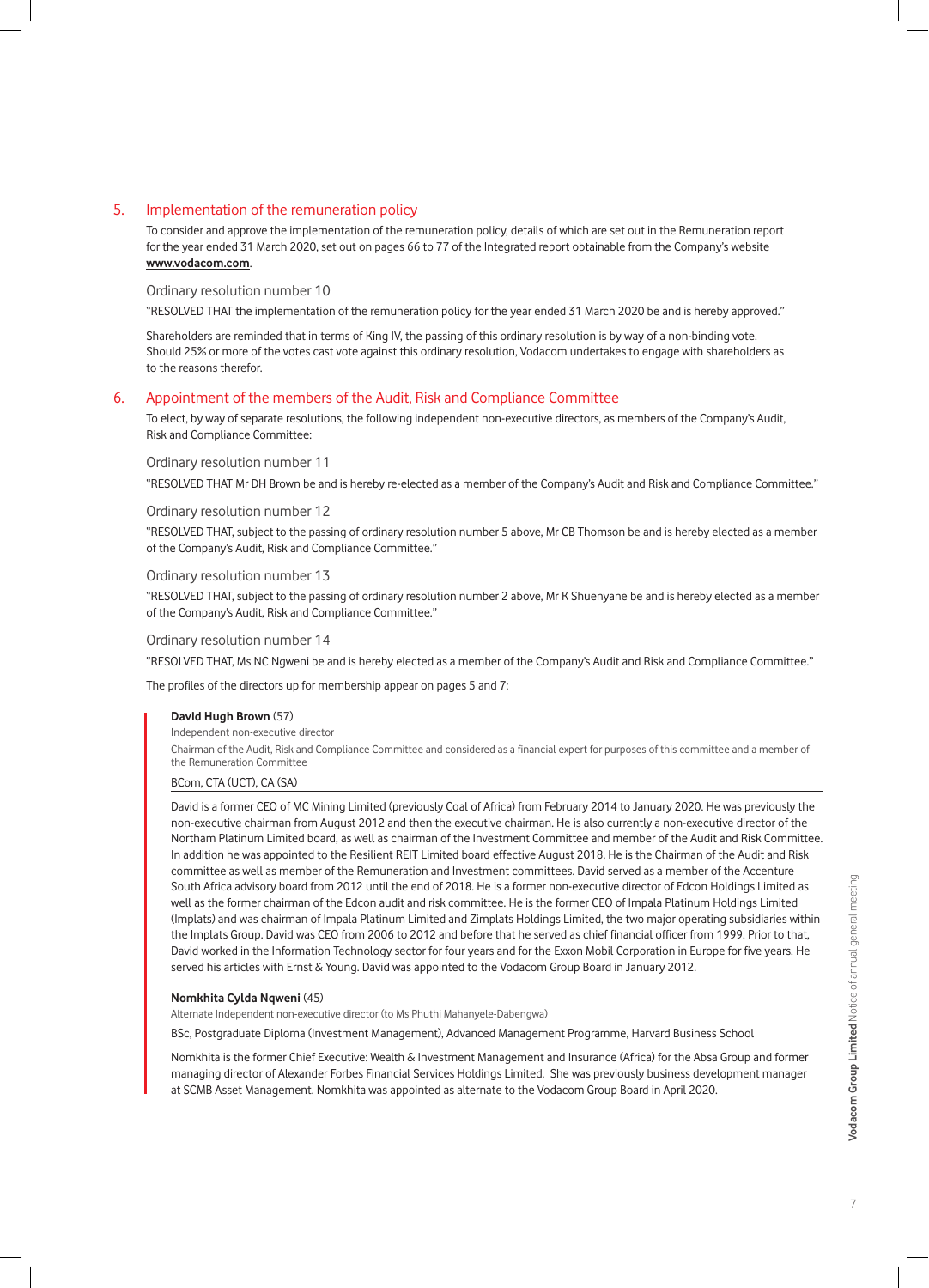## 5. Implementation of the remuneration policy

To consider and approve the implementation of the remuneration policy, details of which are set out in the Remuneration report for the year ended 31 March 2020, set out on pages 66 to 77 of the Integrated report obtainable from the Company's website **www.vodacom.com**.

### Ordinary resolution number 10

"RESOLVED THAT the implementation of the remuneration policy for the year ended 31 March 2020 be and is hereby approved."

Shareholders are reminded that in terms of King IV, the passing of this ordinary resolution is by way of a non-binding vote. Should 25% or more of the votes cast vote against this ordinary resolution, Vodacom undertakes to engage with shareholders as to the reasons therefor.

## 6. Appointment of the members of the Audit, Risk and Compliance Committee

To elect, by way of separate resolutions, the following independent non-executive directors, as members of the Company's Audit, Risk and Compliance Committee:

### Ordinary resolution number 11

"RESOLVED THAT Mr DH Brown be and is hereby re-elected as a member of the Company's Audit and Risk and Compliance Committee."

### Ordinary resolution number 12

"RESOLVED THAT, subject to the passing of ordinary resolution number 5 above, Mr CB Thomson be and is hereby elected as a member of the Company's Audit, Risk and Compliance Committee."

### Ordinary resolution number 13

"RESOLVED THAT, subject to the passing of ordinary resolution number 2 above, Mr K Shuenyane be and is hereby elected as a member of the Company's Audit, Risk and Compliance Committee."

### Ordinary resolution number 14

"RESOLVED THAT, Ms NC Nqweni be and is hereby elected as a member of the Company's Audit and Risk and Compliance Committee."

The profiles of the directors up for membership appear on pages 5 and 7:

**David Hugh Brown** (57)

Independent non-executive director

Chairman of the Audit, Risk and Compliance Committee and considered as a financial expert for purposes of this committee and a member of the Remuneration Committee

BCom, CTA (UCT), CA (SA)

David is a former CEO of MC Mining Limited (previously Coal of Africa) from February 2014 to January 2020. He was previously the non-executive chairman from August 2012 and then the executive chairman. He is also currently a non-executive director of the Northam Platinum Limited board, as well as chairman of the Investment Committee and member of the Audit and Risk Committee. In addition he was appointed to the Resilient REIT Limited board effective August 2018. He is the Chairman of the Audit and Risk committee as well as member of the Remuneration and Investment committees. David served as a member of the Accenture South Africa advisory board from 2012 until the end of 2018. He is a former non-executive director of Edcon Holdings Limited as well as the former chairman of the Edcon audit and risk committee. He is the former CEO of Impala Platinum Holdings Limited (Implats) and was chairman of Impala Platinum Limited and Zimplats Holdings Limited, the two major operating subsidiaries within the Implats Group. David was CEO from 2006 to 2012 and before that he served as chief financial officer from 1999. Prior to that, David worked in the Information Technology sector for four years and for the Exxon Mobil Corporation in Europe for five years. He served his articles with Ernst & Young. David was appointed to the Vodacom Group Board in January 2012.

**Nomkhita Cylda Nqweni** (45)

Alternate Independent non-executive director (to Ms Phuthi Mahanyele-Dabengwa)

BSc, Postgraduate Diploma (Investment Management), Advanced Management Programme, Harvard Business School

Nomkhita is the former Chief Executive: Wealth & Investment Management and Insurance (Africa) for the Absa Group and former managing director of Alexander Forbes Financial Services Holdings Limited. She was previously business development manager at SCMB Asset Management. Nomkhita was appointed as alternate to the Vodacom Group Board in April 2020.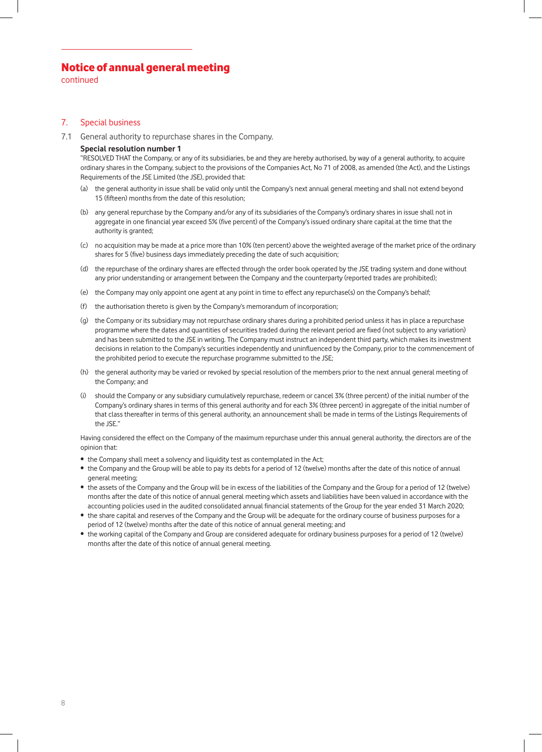# Notice of annual general meeting

continued

## 7. Special business

7.1 General authority to repurchase shares in the Company.

**Special resolution number 1**

"RESOLVED THAT the Company, or any of its subsidiaries, be and they are hereby authorised, by way of a general authority, to acquire ordinary shares in the Company, subject to the provisions of the Companies Act, No 71 of 2008, as amended (the Act), and the Listings Requirements of the JSE Limited (the JSE), provided that:

(a) the general authority in issue shall be valid only until the Company's next annual general meeting and shall not extend beyond 15 (fifteen) months from the date of this resolution;

(b) any general repurchase by the Company and/or any of its subsidiaries of the Company's ordinary shares in issue shall not in aggregate in one financial year exceed 5% (five percent) of the Company's issued ordinary share capital at the time that the authority is granted;

(c) no acquisition may be made at a price more than 10% (ten percent) above the weighted average of the market price of the ordinary shares for 5 (five) business days immediately preceding the date of such acquisition;

(d) the repurchase of the ordinary shares are effected through the order book operated by the JSE trading system and done without any prior understanding or arrangement between the Company and the counterparty (reported trades are prohibited);

(e) the Company may only appoint one agent at any point in time to effect any repurchase(s) on the Company's behalf;

(f) the authorisation thereto is given by the Company's memorandum of incorporation;

(g) the Company or its subsidiary may not repurchase ordinary shares during a prohibited period unless it has in place a repurchase programme where the dates and quantities of securities traded during the relevant period are fixed (not subject to any variation) and has been submitted to the JSE in writing. The Company must instruct an independent third party, which makes its investment decisions in relation to the Company's securities independently and uninfluenced by the Company, prior to the commencement of the prohibited period to execute the repurchase programme submitted to the JSE;

(h) the general authority may be varied or revoked by special resolution of the members prior to the next annual general meeting of the Company; and

(i) should the Company or any subsidiary cumulatively repurchase, redeem or cancel 3% (three percent) of the initial number of the Company's ordinary shares in terms of this general authority and for each 3% (three percent) in aggregate of the initial number of that class thereafter in terms of this general authority, an announcement shall be made in terms of the Listings Requirements of the JSE."

Having considered the effect on the Company of the maximum repurchase under this annual general authority, the directors are of the opinion that:

- the Company shall meet a solvency and liquidity test as contemplated in the Act;
- the Company and the Group will be able to pay its debts for a period of 12 (twelve) months after the date of this notice of annual general meeting;
- the assets of the Company and the Group will be in excess of the liabilities of the Company and the Group for a period of 12 (twelve) months after the date of this notice of annual general meeting which assets and liabilities have been valued in accordance with the accounting policies used in the audited consolidated annual financial statements of the Group for the year ended 31 March 2020;
- the share capital and reserves of the Company and the Group will be adequate for the ordinary course of business purposes for a period of 12 (twelve) months after the date of this notice of annual general meeting; and
- the working capital of the Company and Group are considered adequate for ordinary business purposes for a period of 12 (twelve) months after the date of this notice of annual general meeting.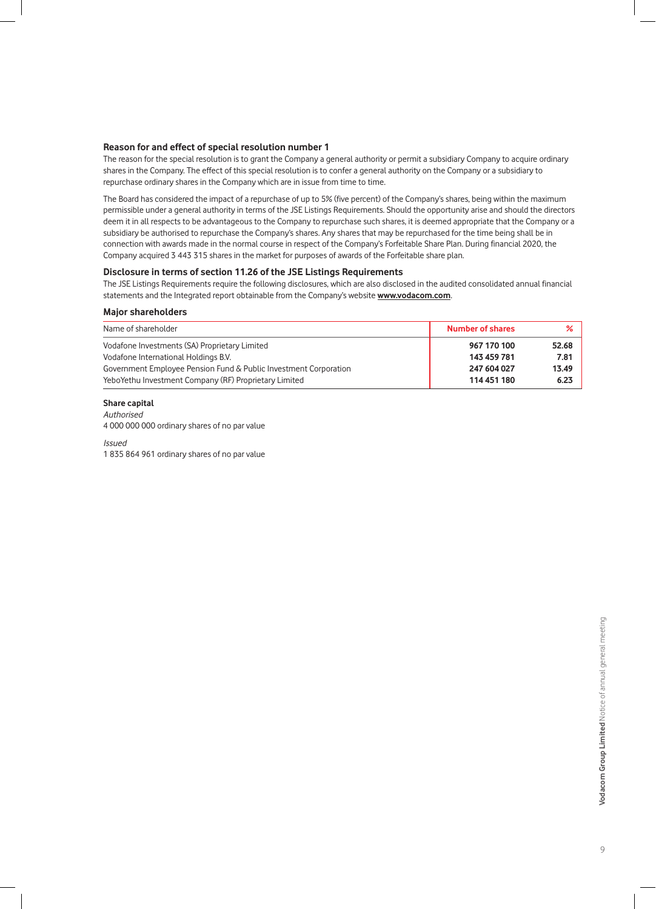### Reason for and effect of special resolution number 1

The reason for the special resolution is to grant the Company a general authority or permit a subsidiary Company to acquire ordinary shares in the Company. The effect of this special resolution is to confer a general authority on the Company or a subsidiary to repurchase ordinary shares in the Company which are in issue from time to time.

The Board has considered the impact of a repurchase of up to 5% (five percent) of the Company's shares, being within the maximum permissible under a general authority in terms of the JSE Listings Requirements. Should the opportunity arise and should the directors deem it in all respects to be advantageous to the Company to repurchase such shares, it is deemed appropriate that the Company or a subsidiary be authorised to repurchase the Company's shares. Any shares that may be repurchased for the time being shall be in connection with awards made in the normal course in respect of the Company's Forfeitable Share Plan. During financial 2020, the Company acquired 3 443 315 shares in the market for purposes of awards of the Forfeitable share plan.

### Disclosure in terms of section 11.26 of the JSE Listings Requirements

The JSE Listings Requirements require the following disclosures, which are also disclosed in the audited consolidated annual financial statements and the Integrated report obtainable from the Company's website **www.vodacom.com**.

### Major shareholders

| Name of shareholder | Number of shares | % |
|---|---|---|
| Vodafone Investments (SA) Proprietary Limited | **967 170 100** | **52.68** |
| Vodafone International Holdings B.V. | **143 459 781** | **7.81** |
| Government Employee Pension Fund & Public Investment Corporation | **247 604 027** | **13.49** |
| YeboYethu Investment Company (RF) Proprietary Limited | **114 451 180** | **6.23** |

**Share capital**

*Authorised*

4 000 000 000 ordinary shares of no par value

*Issued*

1 835 864 961 ordinary shares of no par value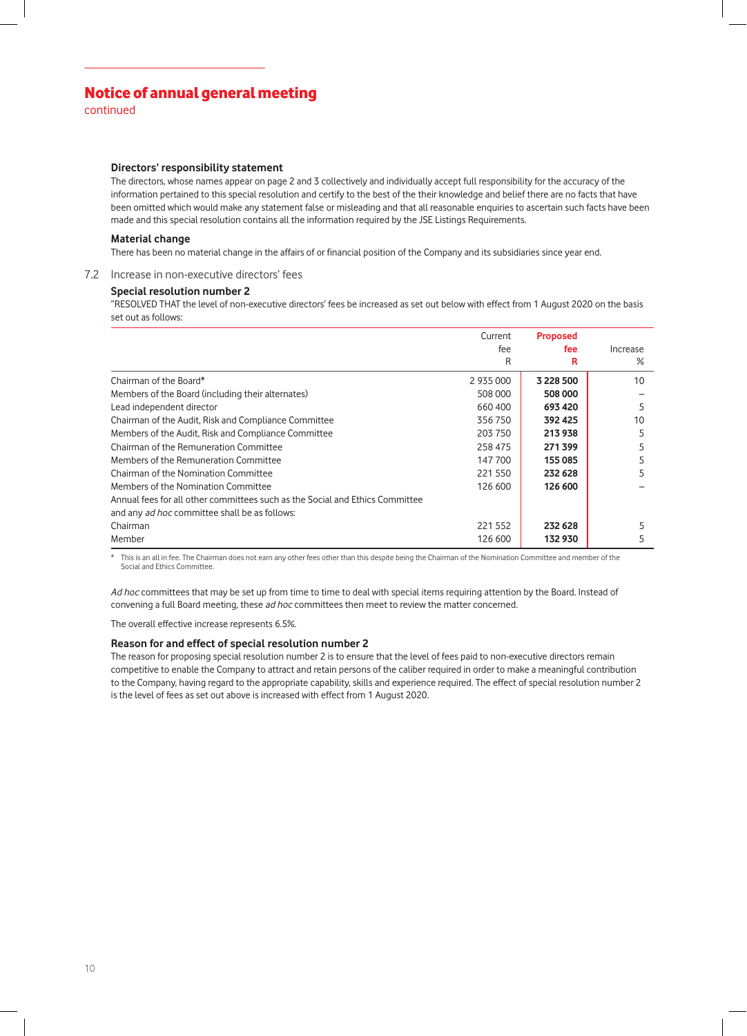# Notice of annual general meeting
continued

### Directors' responsibility statement

The directors, whose names appear on page 2 and 3 collectively and individually accept full responsibility for the accuracy of the information pertained to this special resolution and certify to the best of the their knowledge and belief there are no facts that have been omitted which would make any statement false or misleading and that all reasonable enquiries to ascertain such facts have been made and this special resolution contains all the information required by the JSE Listings Requirements.

### Material change

There has been no material change in the affairs of or financial position of the Company and its subsidiaries since year end.

## 7.2 Increase in non-executive directors' fees

### Special resolution number 2

"RESOLVED THAT the level of non-executive directors' fees be increased as set out below with effect from 1 August 2020 on the basis set out as follows:

| | Current fee R | **Proposed fee R** | Increase % |
|---|---|---|---|
| Chairman of the Board* | 2 935 000 | **3 228 500** | 10 |
| Members of the Board (including their alternates) | 508 000 | **508 000** | – |
| Lead independent director | 660 400 | **693 420** | 5 |
| Chairman of the Audit, Risk and Compliance Committee | 356 750 | **392 425** | 10 |
| Members of the Audit, Risk and Compliance Committee | 203 750 | **213 938** | 5 |
| Chairman of the Remuneration Committee | 258 475 | **271 399** | 5 |
| Members of the Remuneration Committee | 147 700 | **155 085** | 5 |
| Chairman of the Nomination Committee | 221 550 | **232 628** | 5 |
| Members of the Nomination Committee | 126 600 | **126 600** | – |
| Annual fees for all other committees such as the Social and Ethics Committee and any *ad hoc* committee shall be as follows: | | | |
| Chairman | 221 552 | **232 628** | 5 |
| Member | 126 600 | **132 930** | 5 |

\* This is an all in fee. The Chairman does not earn any other fees other than this despite being the Chairman of the Nomination Committee and member of the Social and Ethics Committee.

*Ad hoc* committees that may be set up from time to time to deal with special items requiring attention by the Board. Instead of convening a full Board meeting, these *ad hoc* committees then meet to review the matter concerned.

The overall effective increase represents 6.5%.

### Reason for and effect of special resolution number 2

The reason for proposing special resolution number 2 is to ensure that the level of fees paid to non-executive directors remain competitive to enable the Company to attract and retain persons of the caliber required in order to make a meaningful contribution to the Company, having regard to the appropriate capability, skills and experience required. The effect of special resolution number 2 is the level of fees as set out above is increased with effect from 1 August 2020.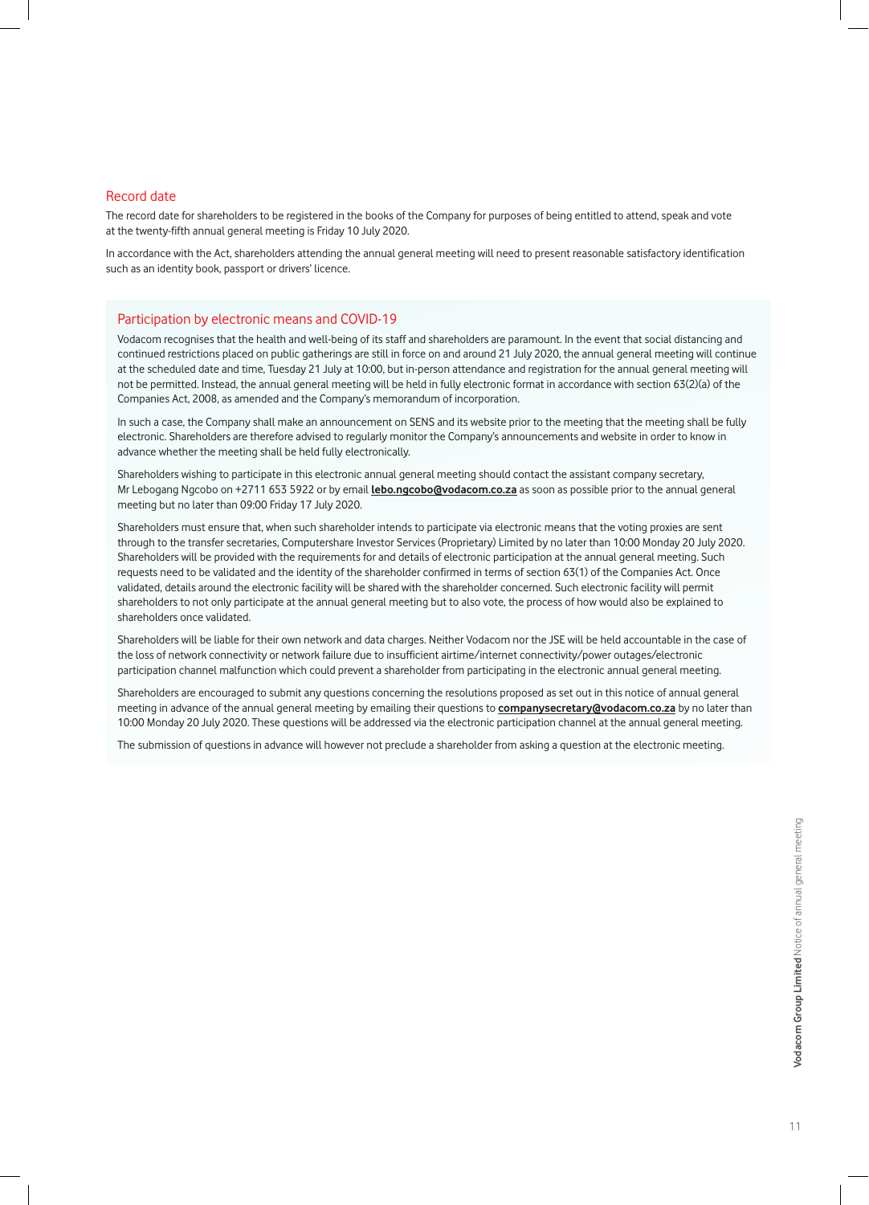## Record date

The record date for shareholders to be registered in the books of the Company for purposes of being entitled to attend, speak and vote at the twenty-fifth annual general meeting is Friday 10 July 2020.

In accordance with the Act, shareholders attending the annual general meeting will need to present reasonable satisfactory identification such as an identity book, passport or drivers' licence.

## Participation by electronic means and COVID-19

Vodacom recognises that the health and well-being of its staff and shareholders are paramount. In the event that social distancing and continued restrictions placed on public gatherings are still in force on and around 21 July 2020, the annual general meeting will continue at the scheduled date and time, Tuesday 21 July at 10:00, but in-person attendance and registration for the annual general meeting will not be permitted. Instead, the annual general meeting will be held in fully electronic format in accordance with section 63(2)(a) of the Companies Act, 2008, as amended and the Company's memorandum of incorporation.

In such a case, the Company shall make an announcement on SENS and its website prior to the meeting that the meeting shall be fully electronic. Shareholders are therefore advised to regularly monitor the Company's announcements and website in order to know in advance whether the meeting shall be held fully electronically.

Shareholders wishing to participate in this electronic annual general meeting should contact the assistant company secretary, Mr Lebogang Ngcobo on +2711 653 5922 or by email **lebo.ngcobo@vodacom.co.za** as soon as possible prior to the annual general meeting but no later than 09:00 Friday 17 July 2020.

Shareholders must ensure that, when such shareholder intends to participate via electronic means that the voting proxies are sent through to the transfer secretaries, Computershare Investor Services (Proprietary) Limited by no later than 10:00 Monday 20 July 2020. Shareholders will be provided with the requirements for and details of electronic participation at the annual general meeting. Such requests need to be validated and the identity of the shareholder confirmed in terms of section 63(1) of the Companies Act. Once validated, details around the electronic facility will be shared with the shareholder concerned. Such electronic facility will permit shareholders to not only participate at the annual general meeting but to also vote, the process of how would also be explained to shareholders once validated.

Shareholders will be liable for their own network and data charges. Neither Vodacom nor the JSE will be held accountable in the case of the loss of network connectivity or network failure due to insufficient airtime/internet connectivity/power outages/electronic participation channel malfunction which could prevent a shareholder from participating in the electronic annual general meeting.

Shareholders are encouraged to submit any questions concerning the resolutions proposed as set out in this notice of annual general meeting in advance of the annual general meeting by emailing their questions to **companysecretary@vodacom.co.za** by no later than 10:00 Monday 20 July 2020. These questions will be addressed via the electronic participation channel at the annual general meeting.

The submission of questions in advance will however not preclude a shareholder from asking a question at the electronic meeting.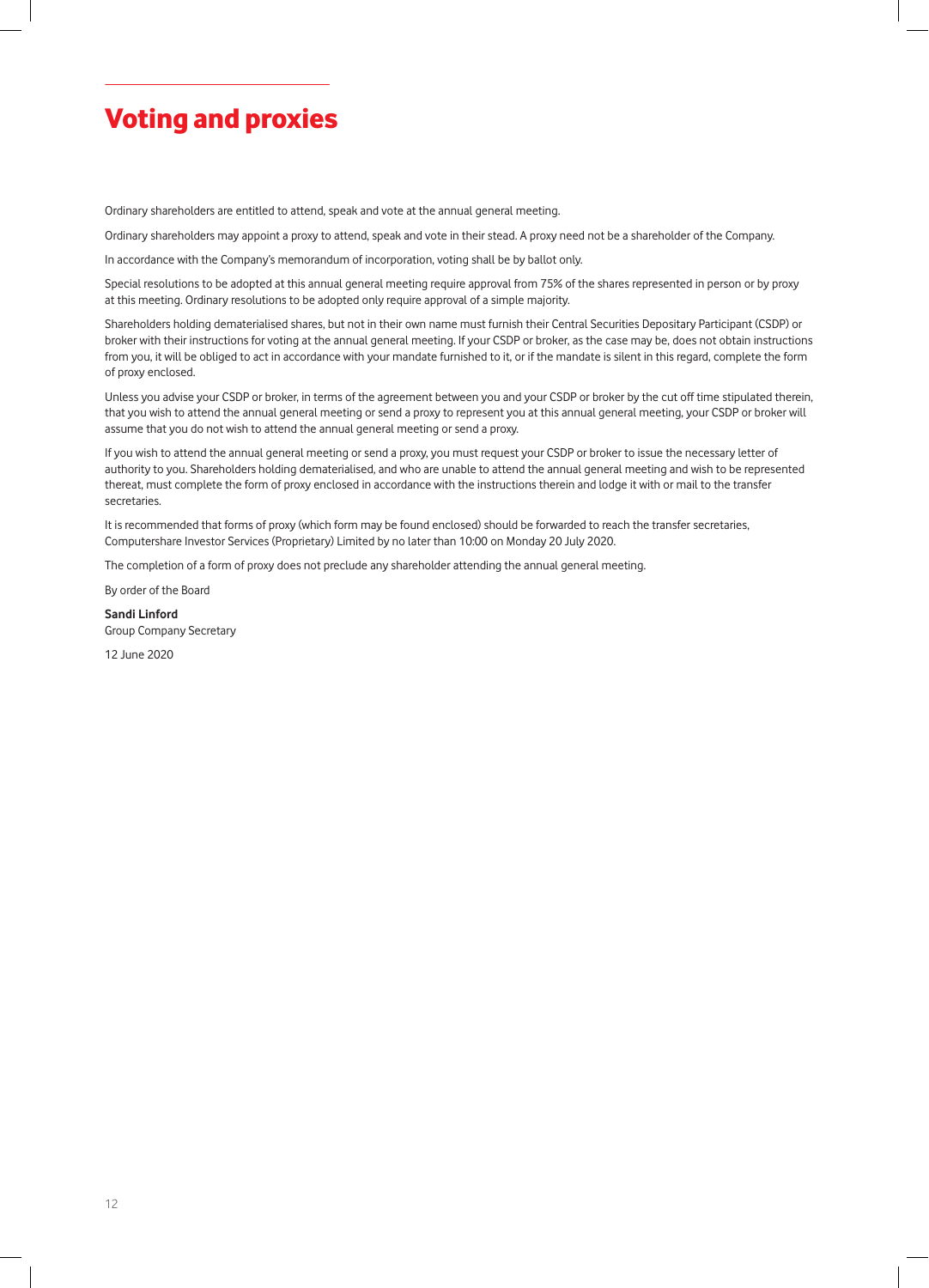# Voting and proxies

Ordinary shareholders are entitled to attend, speak and vote at the annual general meeting.

Ordinary shareholders may appoint a proxy to attend, speak and vote in their stead. A proxy need not be a shareholder of the Company.

In accordance with the Company's memorandum of incorporation, voting shall be by ballot only.

Special resolutions to be adopted at this annual general meeting require approval from 75% of the shares represented in person or by proxy at this meeting. Ordinary resolutions to be adopted only require approval of a simple majority.

Shareholders holding dematerialised shares, but not in their own name must furnish their Central Securities Depositary Participant (CSDP) or broker with their instructions for voting at the annual general meeting. If your CSDP or broker, as the case may be, does not obtain instructions from you, it will be obliged to act in accordance with your mandate furnished to it, or if the mandate is silent in this regard, complete the form of proxy enclosed.

Unless you advise your CSDP or broker, in terms of the agreement between you and your CSDP or broker by the cut off time stipulated therein, that you wish to attend the annual general meeting or send a proxy to represent you at this annual general meeting, your CSDP or broker will assume that you do not wish to attend the annual general meeting or send a proxy.

If you wish to attend the annual general meeting or send a proxy, you must request your CSDP or broker to issue the necessary letter of authority to you. Shareholders holding dematerialised, and who are unable to attend the annual general meeting and wish to be represented thereat, must complete the form of proxy enclosed in accordance with the instructions therein and lodge it with or mail to the transfer secretaries.

It is recommended that forms of proxy (which form may be found enclosed) should be forwarded to reach the transfer secretaries, Computershare Investor Services (Proprietary) Limited by no later than 10:00 on Monday 20 July 2020.

The completion of a form of proxy does not preclude any shareholder attending the annual general meeting.

By order of the Board

**Sandi Linford**
Group Company Secretary

12 June 2020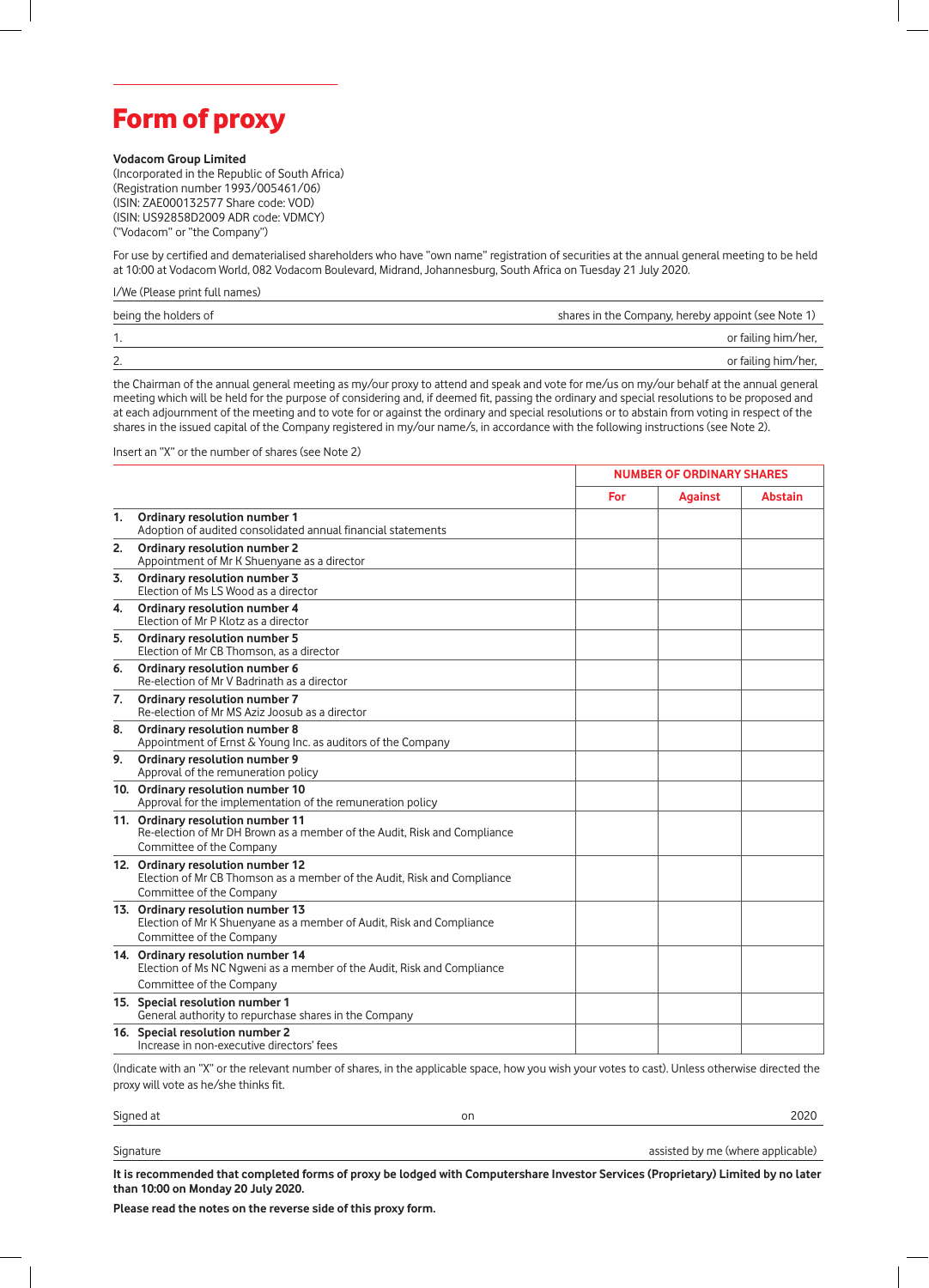# Form of proxy

**Vodacom Group Limited**
(Incorporated in the Republic of South Africa)
(Registration number 1993/005461/06)
(ISIN: ZAE000132577 Share code: VOD)
(ISIN: US92858D2009 ADR code: VDMCY)
("Vodacom" or "the Company")

For use by certified and dematerialised shareholders who have "own name" registration of securities at the annual general meeting to be held at 10:00 at Vodacom World, 082 Vodacom Boulevard, Midrand, Johannesburg, South Africa on Tuesday 21 July 2020.

I/We (Please print full names)

being the holders of shares in the Company, hereby appoint (see Note 1)

1. or failing him/her,

2. or failing him/her,

the Chairman of the annual general meeting as my/our proxy to attend and speak and vote for me/us on my/our behalf at the annual general meeting which will be held for the purpose of considering and, if deemed fit, passing the ordinary and special resolutions to be proposed and at each adjournment of the meeting and to vote for or against the ordinary and special resolutions or to abstain from voting in respect of the shares in the issued capital of the Company registered in my/our name/s, in accordance with the following instructions (see Note 2).

Insert an "X" or the number of shares (see Note 2)

| | NUMBER OF ORDINARY SHARES | | |
|---|---|---|---|
| | **For** | **Against** | **Abstain** |
| **1. Ordinary resolution number 1**<br>Adoption of audited consolidated annual financial statements | | | |
| **2. Ordinary resolution number 2**<br>Appointment of Mr K Shuenyane as a director | | | |
| **3. Ordinary resolution number 3**<br>Election of Ms LS Wood as a director | | | |
| **4. Ordinary resolution number 4**<br>Election of Mr P Klotz as a director | | | |
| **5. Ordinary resolution number 5**<br>Election of Mr CB Thomson, as a director | | | |
| **6. Ordinary resolution number 6**<br>Re-election of Mr V Badrinath as a director | | | |
| **7. Ordinary resolution number 7**<br>Re-election of Mr MS Aziz Joosub as a director | | | |
| **8. Ordinary resolution number 8**<br>Appointment of Ernst & Young Inc. as auditors of the Company | | | |
| **9. Ordinary resolution number 9**<br>Approval of the remuneration policy | | | |
| **10. Ordinary resolution number 10**<br>Approval for the implementation of the remuneration policy | | | |
| **11. Ordinary resolution number 11**<br>Re-election of Mr DH Brown as a member of the Audit, Risk and Compliance Committee of the Company | | | |
| **12. Ordinary resolution number 12**<br>Election of Mr CB Thomson as a member of the Audit, Risk and Compliance Committee of the Company | | | |
| **13. Ordinary resolution number 13**<br>Election of Mr K Shuenyane as a member of Audit, Risk and Compliance Committee of the Company | | | |
| **14. Ordinary resolution number 14**<br>Election of Ms NC Ngweni as a member of the Audit, Risk and Compliance Committee of the Company | | | |
| **15. Special resolution number 1**<br>General authority to repurchase shares in the Company | | | |
| **16. Special resolution number 2**<br>Increase in non-executive directors' fees | | | |

(Indicate with an "X" or the relevant number of shares, in the applicable space, how you wish your votes to cast). Unless otherwise directed the proxy will vote as he/she thinks fit.

Signed at on 2020

Signature assisted by me (where applicable)

**It is recommended that completed forms of proxy be lodged with Computershare Investor Services (Proprietary) Limited by no later than 10:00 on Monday 20 July 2020.**

**Please read the notes on the reverse side of this proxy form.**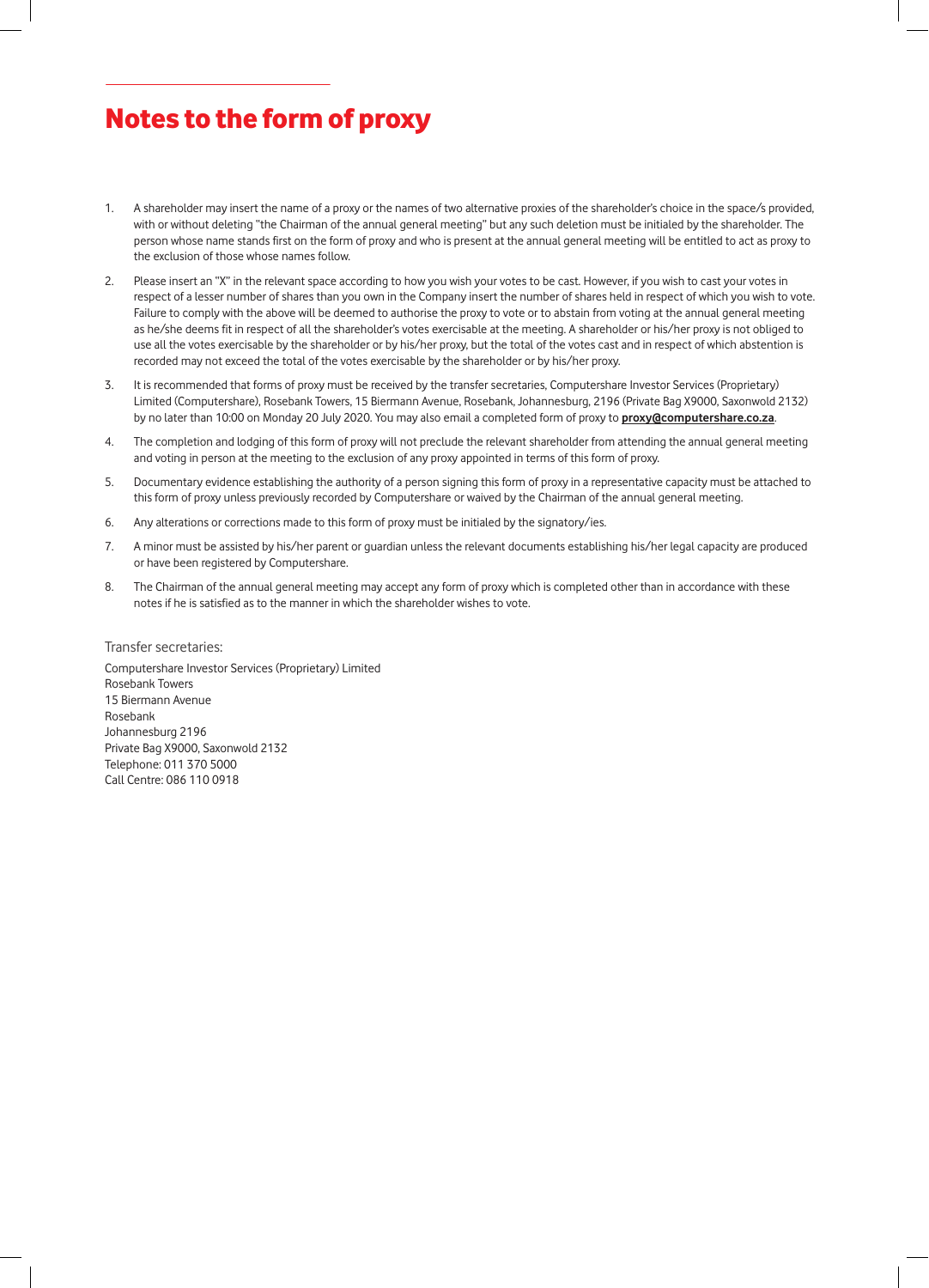# Notes to the form of proxy

1. A shareholder may insert the name of a proxy or the names of two alternative proxies of the shareholder's choice in the space/s provided, with or without deleting "the Chairman of the annual general meeting" but any such deletion must be initialed by the shareholder. The person whose name stands first on the form of proxy and who is present at the annual general meeting will be entitled to act as proxy to the exclusion of those whose names follow.

2. Please insert an "X" in the relevant space according to how you wish your votes to be cast. However, if you wish to cast your votes in respect of a lesser number of shares than you own in the Company insert the number of shares held in respect of which you wish to vote. Failure to comply with the above will be deemed to authorise the proxy to vote or to abstain from voting at the annual general meeting as he/she deems fit in respect of all the shareholder's votes exercisable at the meeting. A shareholder or his/her proxy is not obliged to use all the votes exercisable by the shareholder or by his/her proxy, but the total of the votes cast and in respect of which abstention is recorded may not exceed the total of the votes exercisable by the shareholder or by his/her proxy.

3. It is recommended that forms of proxy must be received by the transfer secretaries, Computershare Investor Services (Proprietary) Limited (Computershare), Rosebank Towers, 15 Biermann Avenue, Rosebank, Johannesburg, 2196 (Private Bag X9000, Saxonwold 2132) by no later than 10:00 on Monday 20 July 2020. You may also email a completed form of proxy to **proxy@computershare.co.za**.

4. The completion and lodging of this form of proxy will not preclude the relevant shareholder from attending the annual general meeting and voting in person at the meeting to the exclusion of any proxy appointed in terms of this form of proxy.

5. Documentary evidence establishing the authority of a person signing this form of proxy in a representative capacity must be attached to this form of proxy unless previously recorded by Computershare or waived by the Chairman of the annual general meeting.

6. Any alterations or corrections made to this form of proxy must be initialed by the signatory/ies.

7. A minor must be assisted by his/her parent or guardian unless the relevant documents establishing his/her legal capacity are produced or have been registered by Computershare.

8. The Chairman of the annual general meeting may accept any form of proxy which is completed other than in accordance with these notes if he is satisfied as to the manner in which the shareholder wishes to vote.

Transfer secretaries:

Computershare Investor Services (Proprietary) Limited
Rosebank Towers
15 Biermann Avenue
Rosebank
Johannesburg 2196
Private Bag X9000, Saxonwold 2132
Telephone: 011 370 5000
Call Centre: 086 110 0918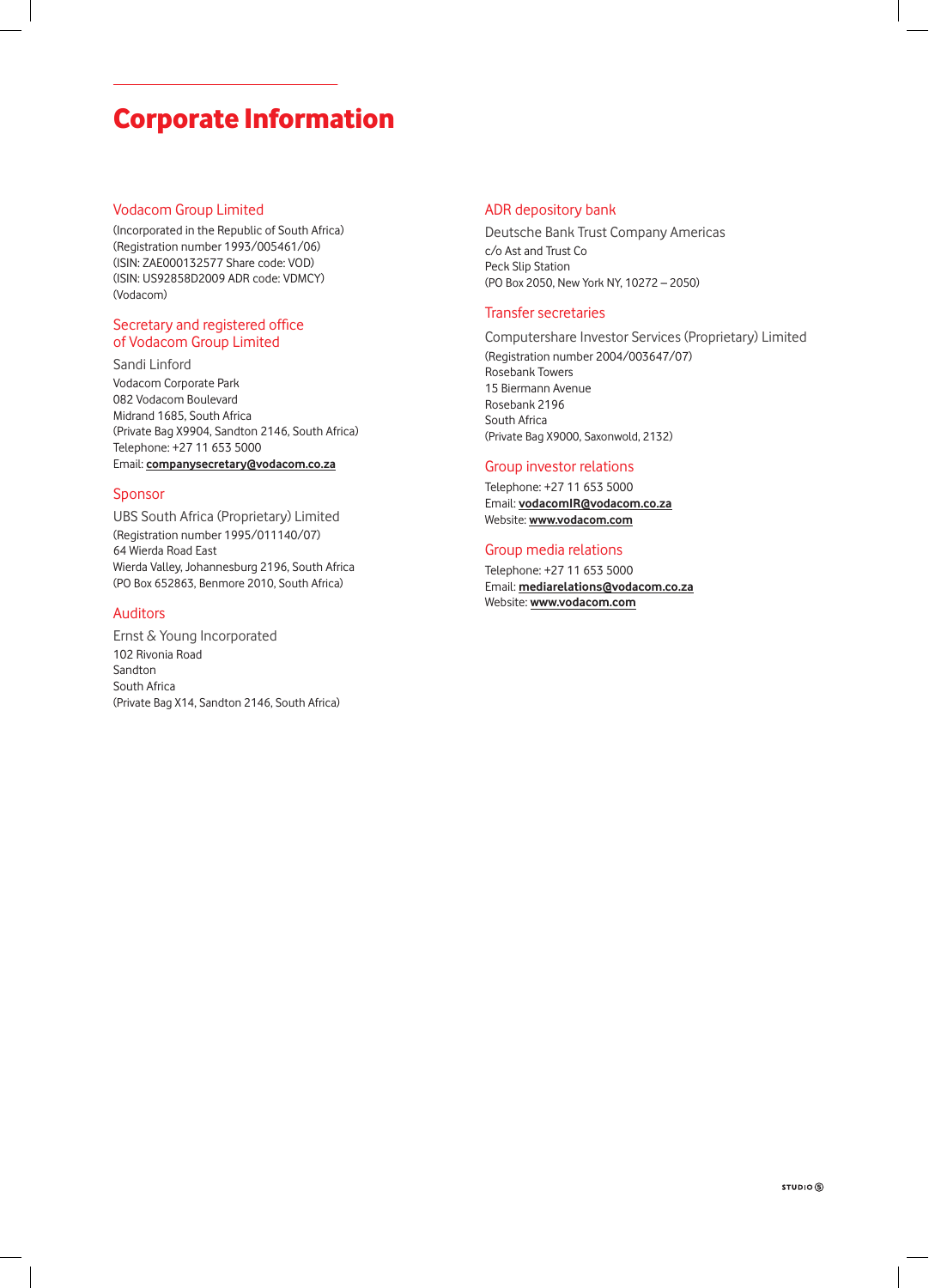# Corporate Information

## Vodacom Group Limited

(Incorporated in the Republic of South Africa)
(Registration number 1993/005461/06)
(ISIN: ZAE000132577 Share code: VOD)
(ISIN: US92858D2009 ADR code: VDMCY)
(Vodacom)

## Secretary and registered office of Vodacom Group Limited

Sandi Linford
Vodacom Corporate Park
082 Vodacom Boulevard
Midrand 1685, South Africa
(Private Bag X9904, Sandton 2146, South Africa)
Telephone: +27 11 653 5000
Email: **companysecretary@vodacom.co.za**

## Sponsor

UBS South Africa (Proprietary) Limited
(Registration number 1995/011140/07)
64 Wierda Road East
Wierda Valley, Johannesburg 2196, South Africa
(PO Box 652863, Benmore 2010, South Africa)

## Auditors

Ernst & Young Incorporated
102 Rivonia Road
Sandton
South Africa
(Private Bag X14, Sandton 2146, South Africa)

## ADR depository bank

Deutsche Bank Trust Company Americas
c/o Ast and Trust Co
Peck Slip Station
(PO Box 2050, New York NY, 10272 – 2050)

## Transfer secretaries

Computershare Investor Services (Proprietary) Limited
(Registration number 2004/003647/07)
Rosebank Towers
15 Biermann Avenue
Rosebank 2196
South Africa
(Private Bag X9000, Saxonwold, 2132)

## Group investor relations

Telephone: +27 11 653 5000
Email: **vodacomIR@vodacom.co.za**
Website: **www.vodacom.com**

## Group media relations

Telephone: +27 11 653 5000
Email: **mediarelations@vodacom.co.za**
Website: **www.vodacom.com**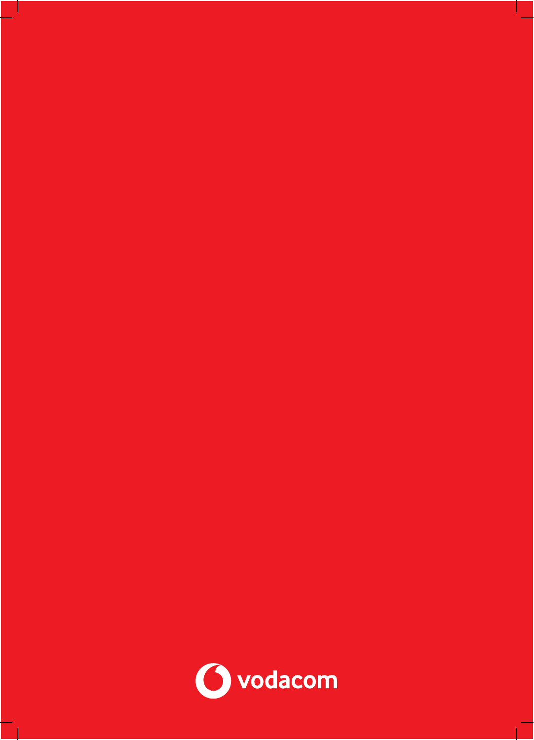vodacom